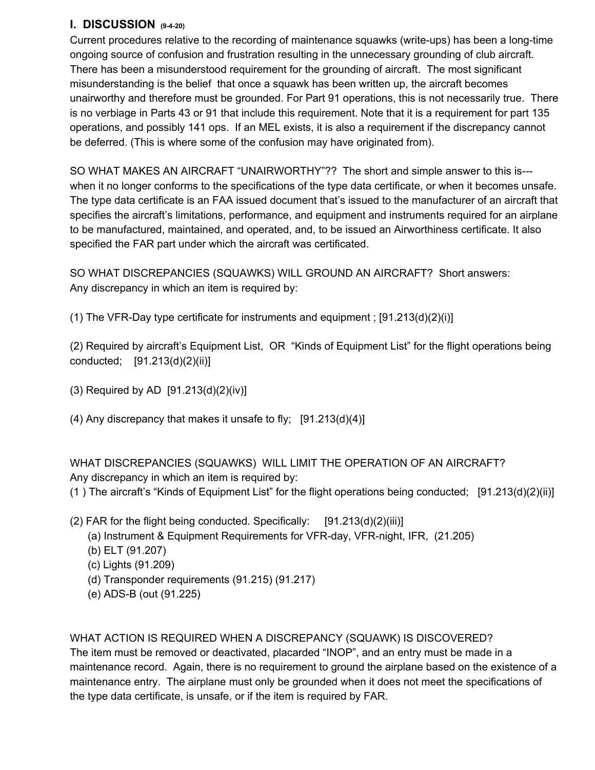## I. DISCUSSION (9-4-20)

Current procedures relative to the recording of maintenance squawks (write-ups) has been a long-time ongoing source of confusion and frustration resulting in the unnecessary grounding of club aircraft. There has been a misunderstood requirement for the grounding of aircraft. The most significant misunderstanding is the belief that once a squawk has been written up, the aircraft becomes unairworthy and therefore must be grounded. For Part 91 operations, this is not necessarily true. There is no verbiage in Parts 43 or 91 that include this requirement. Note that it is a requirement for part 135 operations, and possibly 141 ops. If an MEL exists, it is also a requirement if the discrepancy cannot be deferred. (This is where some of the confusion may have originated from).

SO WHAT MAKES AN AIRCRAFT "UNAIRWORTHY"?? The short and simple answer to this is--- when it no longer conforms to the specifications of the type data certificate, or when it becomes unsafe. The type data certificate is an FAA issued document that's issued to the manufacturer of an aircraft that specifies the aircraft's limitations, performance, and equipment and instruments required for an airplane to be manufactured, maintained, and operated, and, to be issued an Airworthiness certificate. It also specified the FAR part under which the aircraft was certificated.

SO WHAT DISCREPANCIES (SQUAWKS) WILL GROUND AN AIRCRAFT? Short answers:
Any discrepancy in which an item is required by:

(1) The VFR-Day type certificate for instruments and equipment ; [91.213(d)(2)(i)]

(2) Required by aircraft's Equipment List, OR "Kinds of Equipment List" for the flight operations being conducted; [91.213(d)(2)(ii)]

(3) Required by AD [91.213(d)(2)(iv)]

(4) Any discrepancy that makes it unsafe to fly; [91.213(d)(4)]

WHAT DISCREPANCIES (SQUAWKS) WILL LIMIT THE OPERATION OF AN AIRCRAFT?
Any discrepancy in which an item is required by:
(1 ) The aircraft's "Kinds of Equipment List" for the flight operations being conducted; [91.213(d)(2)(ii)]

(2) FAR for the flight being conducted. Specifically: [91.213(d)(2)(iii)]
- (a) Instrument & Equipment Requirements for VFR-day, VFR-night, IFR, (21.205)
- (b) ELT (91.207)
- (c) Lights (91.209)
- (d) Transponder requirements (91.215) (91.217)
- (e) ADS-B (out (91.225)

WHAT ACTION IS REQUIRED WHEN A DISCREPANCY (SQUAWK) IS DISCOVERED?
The item must be removed or deactivated, placarded "INOP", and an entry must be made in a maintenance record. Again, there is no requirement to ground the airplane based on the existence of a maintenance entry. The airplane must only be grounded when it does not meet the specifications of the type data certificate, is unsafe, or if the item is required by FAR.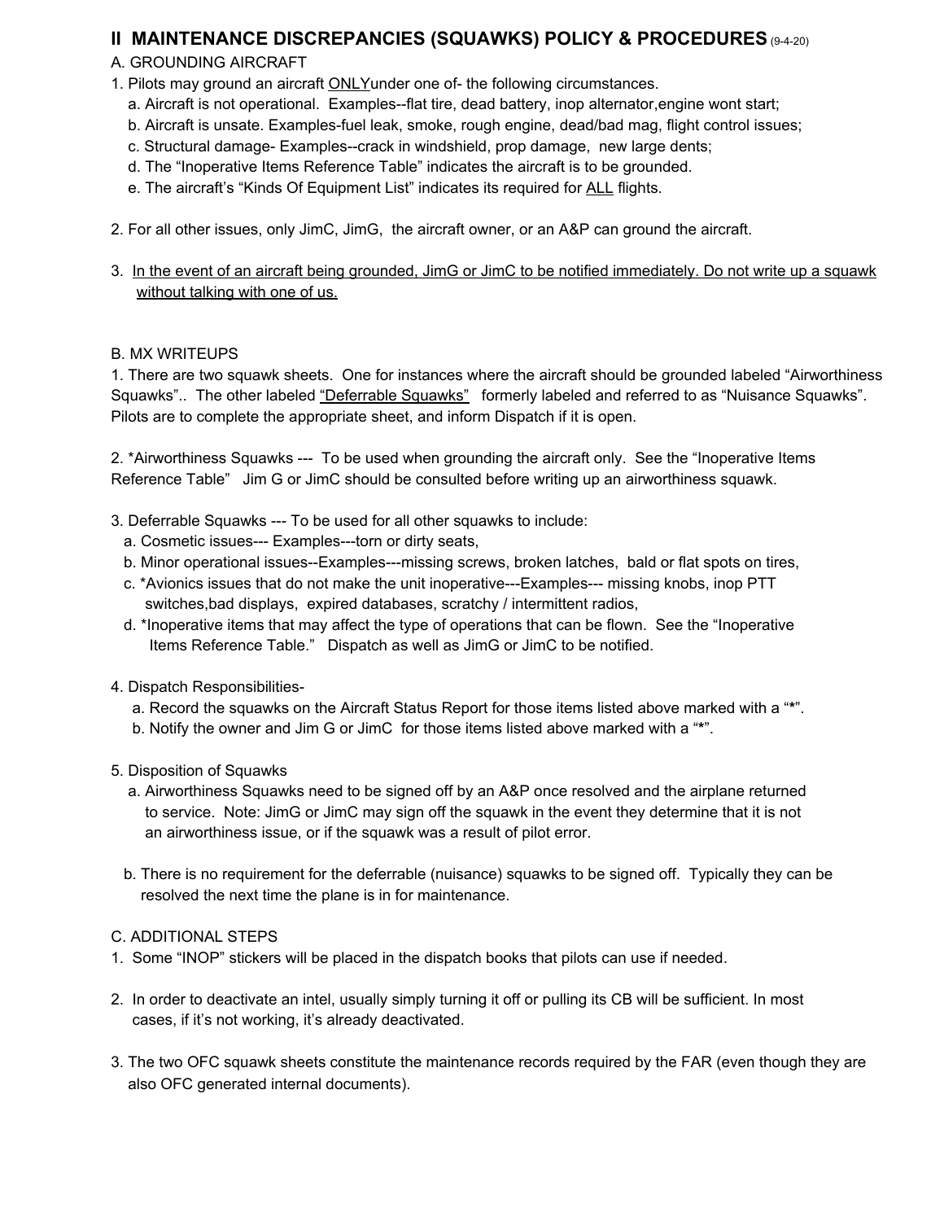## II MAINTENANCE DISCREPANCIES (SQUAWKS) POLICY & PROCEDURES (9-4-20)

A. GROUNDING AIRCRAFT

1. Pilots may ground an aircraft <u>ONLY</u>under one of- the following circumstances.
   a. Aircraft is not operational. Examples--flat tire, dead battery, inop alternator,engine wont start;
   b. Aircraft is unsate. Examples-fuel leak, smoke, rough engine, dead/bad mag, flight control issues;
   c. Structural damage- Examples--crack in windshield, prop damage, new large dents;
   d. The "Inoperative Items Reference Table" indicates the aircraft is to be grounded.
   e. The aircraft's "Kinds Of Equipment List" indicates its required for <u>ALL</u> flights.

2. For all other issues, only JimC, JimG, the aircraft owner, or an A&P can ground the aircraft.

3. <u>In the event of an aircraft being grounded, JimG or JimC to be notified immediately. Do not write up a squawk without talking with one of us.</u>

B. MX WRITEUPS

1. There are two squawk sheets. One for instances where the aircraft should be grounded labeled "Airworthiness Squawks".. The other labeled <u>"Deferrable Squawks"</u> formerly labeled and referred to as "Nuisance Squawks". Pilots are to complete the appropriate sheet, and inform Dispatch if it is open.

2. *Airworthiness Squawks --- To be used when grounding the aircraft only. See the "Inoperative Items Reference Table" Jim G or JimC should be consulted before writing up an airworthiness squawk.

3. Deferrable Squawks --- To be used for all other squawks to include:
   a. Cosmetic issues--- Examples---torn or dirty seats,
   b. Minor operational issues--Examples---missing screws, broken latches, bald or flat spots on tires,
   c. *Avionics issues that do not make the unit inoperative---Examples--- missing knobs, inop PTT switches,bad displays, expired databases, scratchy / intermittent radios,
   d. *Inoperative items that may affect the type of operations that can be flown. See the "Inoperative Items Reference Table." Dispatch as well as JimG or JimC to be notified.

4. Dispatch Responsibilities-
   a. Record the squawks on the Aircraft Status Report for those items listed above marked with a "*".
   b. Notify the owner and Jim G or JimC for those items listed above marked with a "*".

5. Disposition of Squawks
   a. Airworthiness Squawks need to be signed off by an A&P once resolved and the airplane returned to service. Note: JimG or JimC may sign off the squawk in the event they determine that it is not an airworthiness issue, or if the squawk was a result of pilot error.

   b. There is no requirement for the deferrable (nuisance) squawks to be signed off. Typically they can be resolved the next time the plane is in for maintenance.

C. ADDITIONAL STEPS

1. Some "INOP" stickers will be placed in the dispatch books that pilots can use if needed.

2. In order to deactivate an intel, usually simply turning it off or pulling its CB will be sufficient. In most cases, if it's not working, it's already deactivated.

3. The two OFC squawk sheets constitute the maintenance records required by the FAR (even though they are also OFC generated internal documents).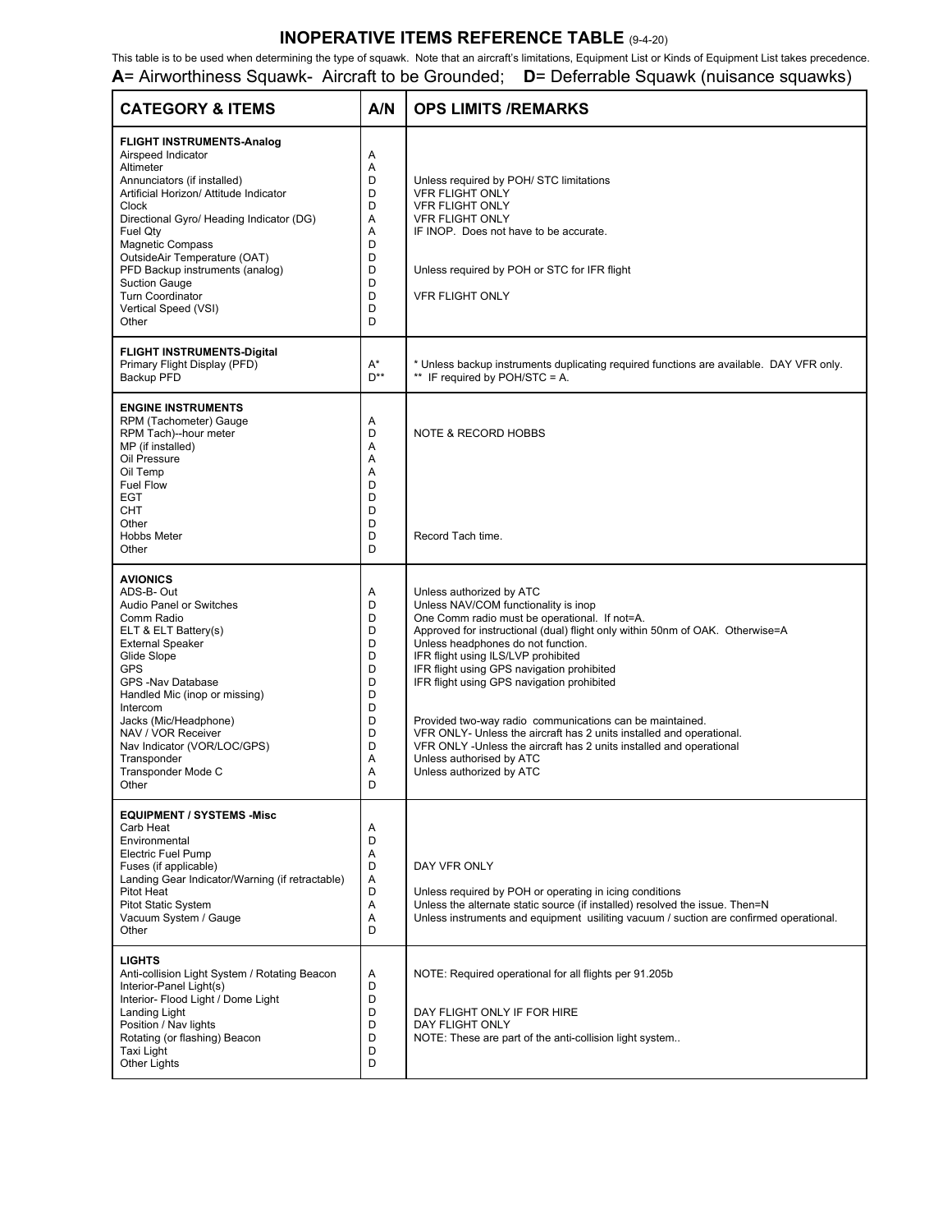# INOPERATIVE ITEMS REFERENCE TABLE (9-4-20)

This table is to be used when determining the type of squawk. Note that an aircraft's limitations, Equipment List or Kinds of Equipment List takes precedence.

**A**= Airworthiness Squawk- Aircraft to be Grounded; **D**= Deferrable Squawk (nuisance squawks)

| CATEGORY & ITEMS | A/N | OPS LIMITS /REMARKS |
|---|---|---|
| **FLIGHT INSTRUMENTS-Analog** | | |
| Airspeed Indicator | A | |
| Altimeter | A | |
| Annunciators (if installed) | D | Unless required by POH/ STC limitations |
| Artificial Horizon/ Attitude Indicator | D | VFR FLIGHT ONLY |
| Clock | D | VFR FLIGHT ONLY |
| Directional Gyro/ Heading Indicator (DG) | A | VFR FLIGHT ONLY |
| Fuel Qty | A | IF INOP. Does not have to be accurate. |
| Magnetic Compass | D | |
| OutsideAir Temperature (OAT) | D | |
| PFD Backup instruments (analog) | D | Unless required by POH or STC for IFR flight |
| Suction Gauge | D | |
| Turn Coordinator | D | VFR FLIGHT ONLY |
| Vertical Speed (VSI) | D | |
| Other | D | |
| **FLIGHT INSTRUMENTS-Digital** | | |
| Primary Flight Display (PFD) | A* | * Unless backup instruments duplicating required functions are available. DAY VFR only. |
| Backup PFD | D** | ** IF required by POH/STC = A. |
| **ENGINE INSTRUMENTS** | | |
| RPM (Tachometer) Gauge | A | |
| RPM Tach)--hour meter | D | NOTE & RECORD HOBBS |
| MP (if installed) | A | |
| Oil Pressure | A | |
| Oil Temp | A | |
| Fuel Flow | D | |
| EGT | D | |
| CHT | D | |
| Other | D | |
| Hobbs Meter | D | Record Tach time. |
| Other | D | |
| **AVIONICS** | | |
| ADS-B- Out | A | Unless authorized by ATC |
| Audio Panel or Switches | D | Unless NAV/COM functionality is inop |
| Comm Radio | D | One Comm radio must be operational. If not=A. |
| ELT & ELT Battery(s) | D | Approved for instructional (dual) flight only within 50nm of OAK. Otherwise=A |
| External Speaker | D | Unless headphones do not function. |
| Glide Slope | D | IFR flight using ILS/LVP prohibited |
| GPS | D | IFR flight using GPS navigation prohibited |
| GPS -Nav Database | D | IFR flight using GPS navigation prohibited |
| Handled Mic (inop or missing) | D | |
| Intercom | D | |
| Jacks (Mic/Headphone) | D | Provided two-way radio communications can be maintained. |
| NAV / VOR Receiver | D | VFR ONLY- Unless the aircraft has 2 units installed and operational. |
| Nav Indicator (VOR/LOC/GPS) | D | VFR ONLY -Unless the aircraft has 2 units installed and operational |
| Transponder | A | Unless authorised by ATC |
| Transponder Mode C | A | Unless authorized by ATC |
| Other | D | |
| **EQUIPMENT / SYSTEMS -Misc** | | |
| Carb Heat | A | |
| Environmental | D | |
| Electric Fuel Pump | A | |
| Fuses (if applicable) | D | DAY VFR ONLY |
| Landing Gear Indicator/Warning (if retractable) | A | |
| Pitot Heat | D | Unless required by POH or operating in icing conditions |
| Pitot Static System | A | Unless the alternate static source (if installed) resolved the issue. Then=N |
| Vacuum System / Gauge | A | Unless instruments and equipment usiliting vacuum / suction are confirmed operational. |
| Other | D | |
| **LIGHTS** | | |
| Anti-collision Light System / Rotating Beacon | A | NOTE: Required operational for all flights per 91.205b |
| Interior-Panel Light(s) | D | |
| Interior- Flood Light / Dome Light | D | |
| Landing Light | D | DAY FLIGHT ONLY IF FOR HIRE |
| Position / Nav lights | D | DAY FLIGHT ONLY |
| Rotating (or flashing) Beacon | D | NOTE: These are part of the anti-collision light system.. |
| Taxi Light | D | |
| Other Lights | D | |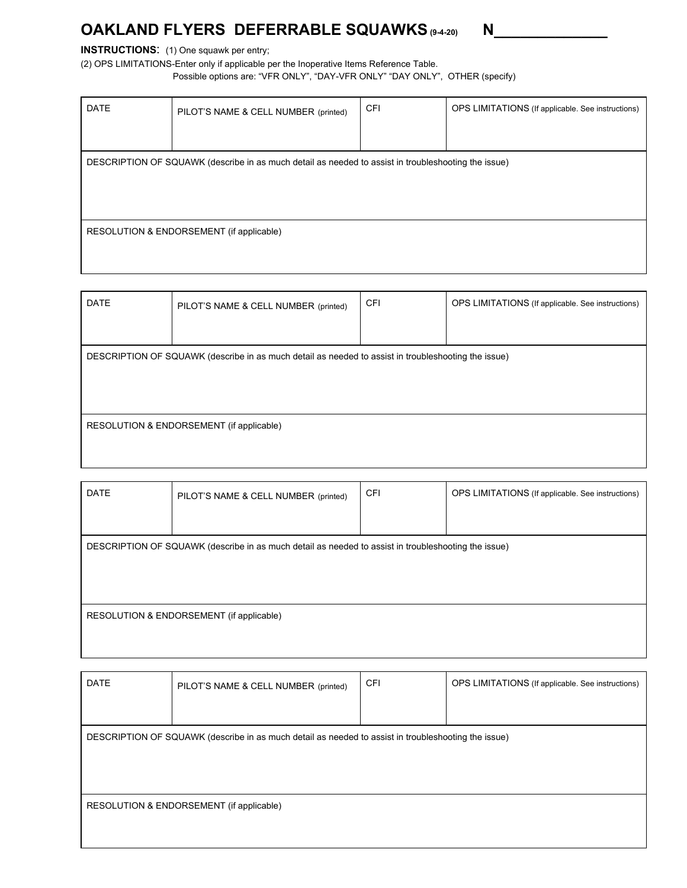# OAKLAND FLYERS DEFERRABLE SQUAWKS (9-4-20) N_____________

**INSTRUCTIONS**: (1) One squawk per entry;
(2) OPS LIMITATIONS-Enter only if applicable per the Inoperative Items Reference Table.
Possible options are: "VFR ONLY", "DAY-VFR ONLY" "DAY ONLY", OTHER (specify)

| DATE | PILOT'S NAME & CELL NUMBER (printed) | CFI | OPS LIMITATIONS (If applicable. See instructions) |
|---|---|---|---|
| DESCRIPTION OF SQUAWK (describe in as much detail as needed to assist in troubleshooting the issue) | | | |
| RESOLUTION & ENDORSEMENT (if applicable) | | | |

| DATE | PILOT'S NAME & CELL NUMBER (printed) | CFI | OPS LIMITATIONS (If applicable. See instructions) |
|---|---|---|---|
| DESCRIPTION OF SQUAWK (describe in as much detail as needed to assist in troubleshooting the issue) | | | |
| RESOLUTION & ENDORSEMENT (if applicable) | | | |

| DATE | PILOT'S NAME & CELL NUMBER (printed) | CFI | OPS LIMITATIONS (If applicable. See instructions) |
|---|---|---|---|
| DESCRIPTION OF SQUAWK (describe in as much detail as needed to assist in troubleshooting the issue) | | | |
| RESOLUTION & ENDORSEMENT (if applicable) | | | |

| DATE | PILOT'S NAME & CELL NUMBER (printed) | CFI | OPS LIMITATIONS (If applicable. See instructions) |
|---|---|---|---|
| DESCRIPTION OF SQUAWK (describe in as much detail as needed to assist in troubleshooting the issue) | | | |
| RESOLUTION & ENDORSEMENT (if applicable) | | | |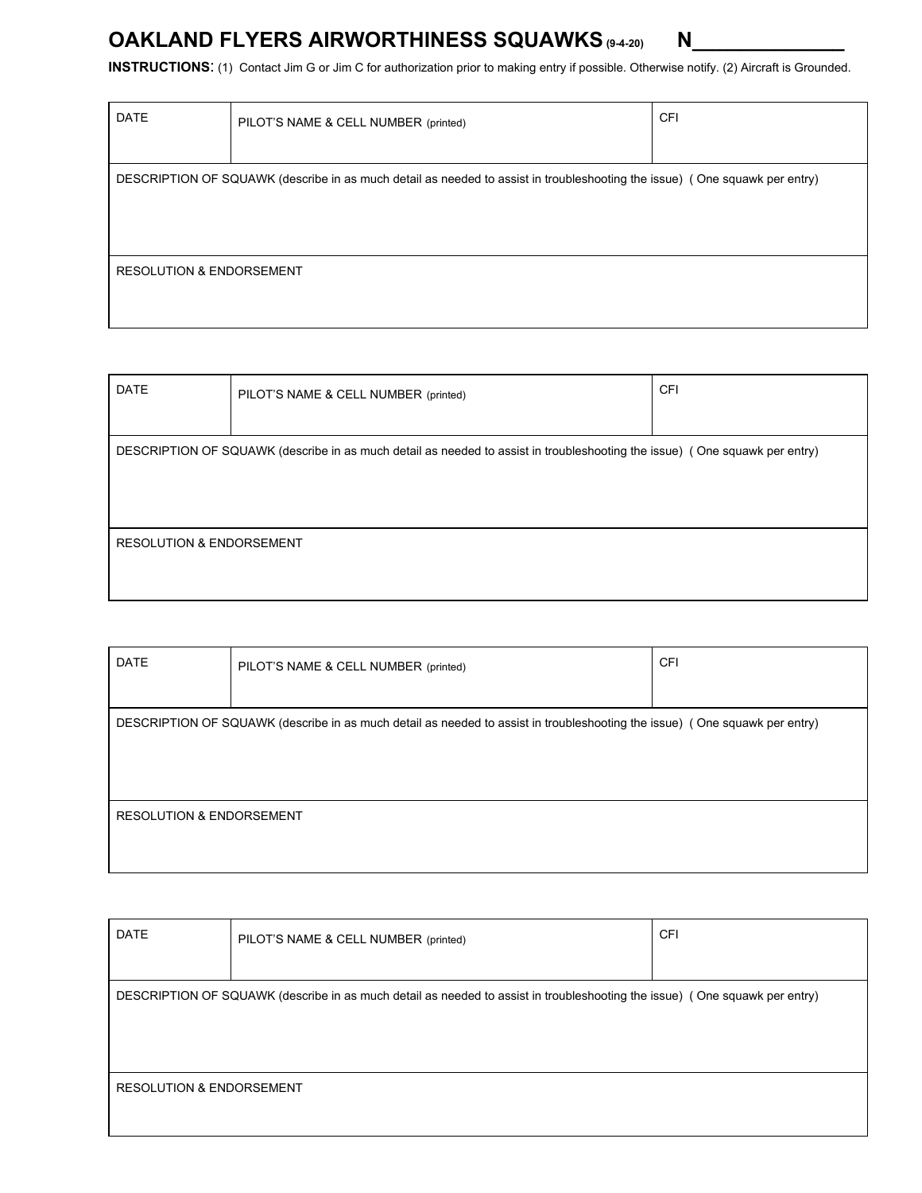# OAKLAND FLYERS AIRWORTHINESS SQUAWKS (9-4-20) N_____________

**INSTRUCTIONS**: (1) Contact Jim G or Jim C for authorization prior to making entry if possible. Otherwise notify. (2) Aircraft is Grounded.

| DATE | PILOT'S NAME & CELL NUMBER (printed) | CFI |
| --- | --- | --- |
| DESCRIPTION OF SQUAWK (describe in as much detail as needed to assist in troubleshooting the issue) ( One squawk per entry) | | |
| RESOLUTION & ENDORSEMENT | | |

| DATE | PILOT'S NAME & CELL NUMBER (printed) | CFI |
| --- | --- | --- |
| DESCRIPTION OF SQUAWK (describe in as much detail as needed to assist in troubleshooting the issue) ( One squawk per entry) | | |
| RESOLUTION & ENDORSEMENT | | |

| DATE | PILOT'S NAME & CELL NUMBER (printed) | CFI |
| --- | --- | --- |
| DESCRIPTION OF SQUAWK (describe in as much detail as needed to assist in troubleshooting the issue) ( One squawk per entry) | | |
| RESOLUTION & ENDORSEMENT | | |

| DATE | PILOT'S NAME & CELL NUMBER (printed) | CFI |
| --- | --- | --- |
| DESCRIPTION OF SQUAWK (describe in as much detail as needed to assist in troubleshooting the issue) ( One squawk per entry) | | |
| RESOLUTION & ENDORSEMENT | | |